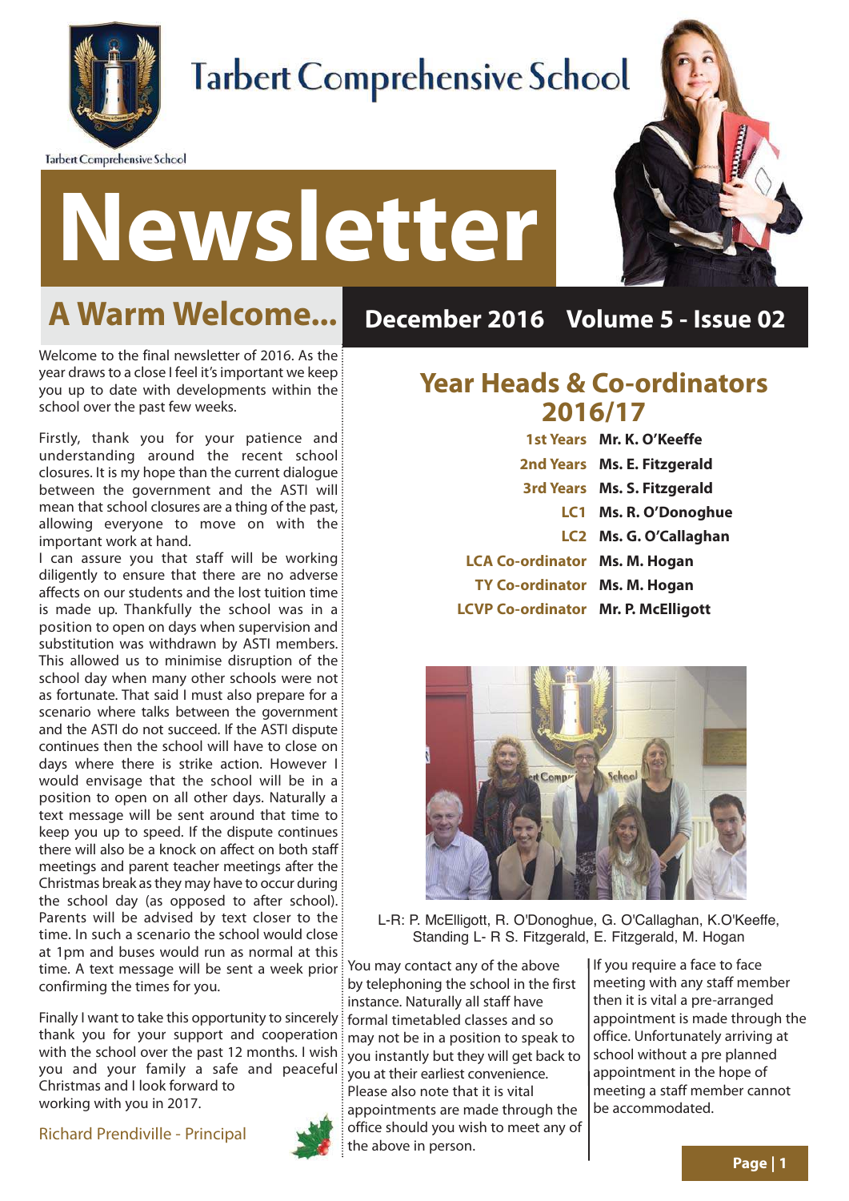# Tarbert Comprehensive School

# Newsletter

December 2016 Volume 5 - Issue 02

## A Warm Welcome...

Welcome to the final newsletter of 2016. As the year draws to a close I feel it's important we keep you up to date with developments within the school over the past few weeks.

Firstly, thank you for your patience and understanding around the recent school closures. It is my hope than the current dialogue between the government and the ASTI will mean that school closures are a thing of the past, allowing everyone to move on with the important work at hand.

I can assure you that staff will be working diligently to ensure that there are no adverse affects on our students and the lost tuition time is made up. Thankfully the school was in a position to open on days when supervision and substitution was withdrawn by ASTI members. This allowed us to minimise disruption of the school day when many other schools were not as fortunate. That said I must also prepare for a scenario where talks between the government and the ASTI do not succeed. If the ASTI dispute continues then the school will have to close on days where there is strike action. However I would envisage that the school will be in a position to open on all other days. Naturally a text message will be sent around that time to keep you up to speed. If the dispute continues there will also be a knock on affect on both staff meetings and parent teacher meetings after the Christmas break as they may have to occur during the school day (as opposed to after school). Parents will be advised by text closer to the time. In such a scenario the school would close at 1pm and buses would run as normal at this time. A text message will be sent a week prior confirming the times for you.

Finally I want to take this opportunity to sincerely thank you for your support and cooperation with the school over the past 12 months. I wish you and your family a safe and peaceful Christmas and I look forward to working with you in 2017.

Richard Prendiville - Principal

## Year Heads & Co-ordinators 2016/17

| | |
|---|---|
| 1st Years | **Mr. K. O'Keeffe** |
| 2nd Years | **Ms. E. Fitzgerald** |
| 3rd Years | **Ms. S. Fitzgerald** |
| LC1 | **Ms. R. O'Donoghue** |
| LC2 | **Ms. G. O'Callaghan** |
| LCA Co-ordinator | **Ms. M. Hogan** |
| TY Co-ordinator | **Ms. M. Hogan** |
| LCVP Co-ordinator | **Mr. P. McElligott** |

L-R: P. McElligott, R. O'Donoghue, G. O'Callaghan, K.O'Keeffe, Standing L- R S. Fitzgerald, E. Fitzgerald, M. Hogan

You may contact any of the above by telephoning the school in the first instance. Naturally all staff have formal timetabled classes and so may not be in a position to speak to you instantly but they will get back to you at their earliest convenience. Please also note that it is vital appointments are made through the office should you wish to meet any of the above in person.

If you require a face to face meeting with any staff member then it is vital a pre-arranged appointment is made through the office. Unfortunately arriving at school without a pre planned appointment in the hope of meeting a staff member cannot be accommodated.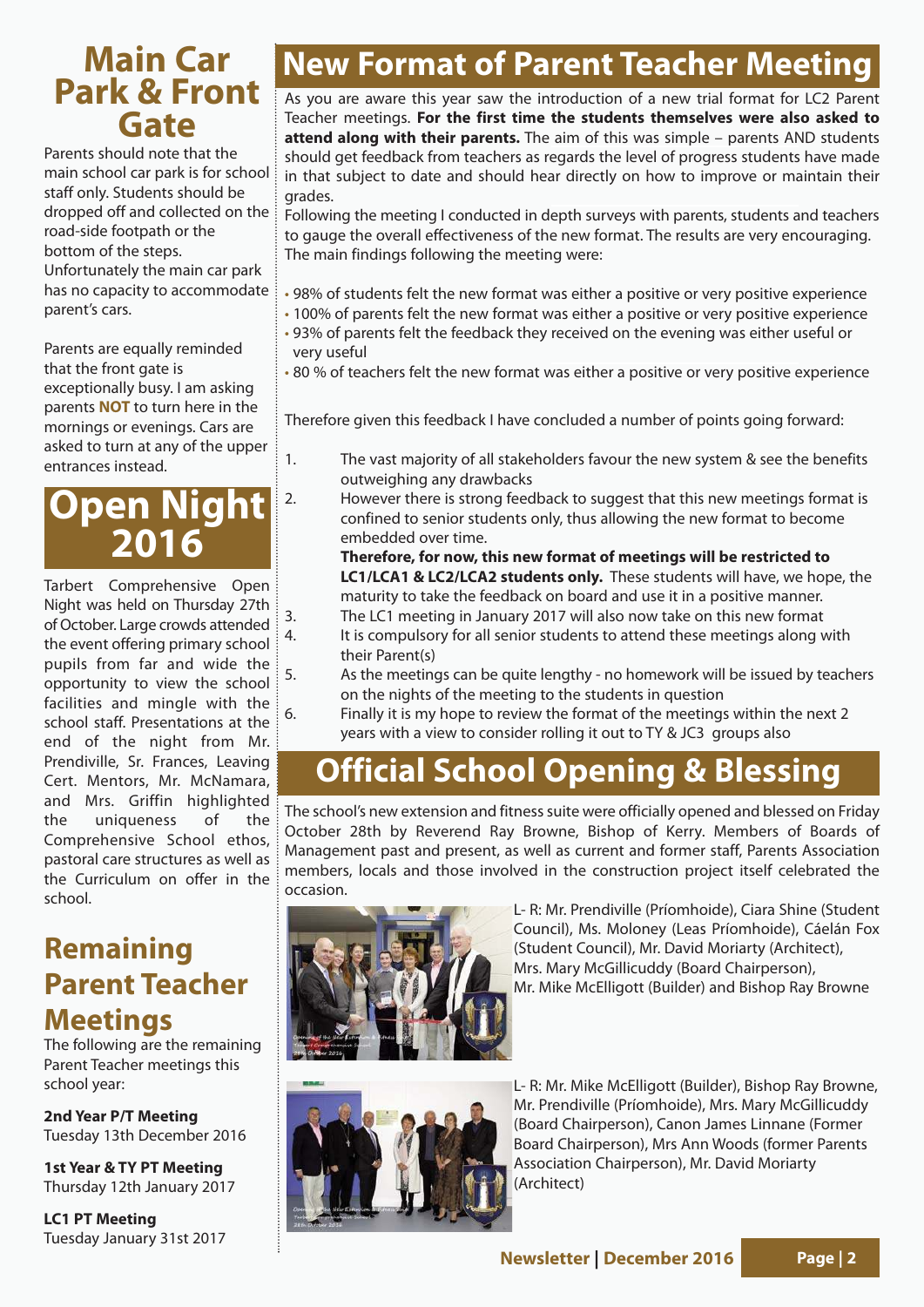## Main Car Park & Front Gate

Parents should note that the main school car park is for school staff only. Students should be dropped off and collected on the road-side footpath or the bottom of the steps. Unfortunately the main car park has no capacity to accommodate parent's cars.

Parents are equally reminded that the front gate is exceptionally busy. I am asking parents **NOT** to turn here in the mornings or evenings. Cars are asked to turn at any of the upper entrances instead.

## Open Night 2016

Tarbert Comprehensive Open Night was held on Thursday 27th of October. Large crowds attended the event offering primary school pupils from far and wide the opportunity to view the school facilities and mingle with the school staff. Presentations at the end of the night from Mr. Prendiville, Sr. Frances, Leaving Cert. Mentors, Mr. McNamara, and Mrs. Griffin highlighted the uniqueness of the Comprehensive School ethos, pastoral care structures as well as the Curriculum on offer in the school.

## Remaining Parent Teacher Meetings

The following are the remaining Parent Teacher meetings this school year:

**2nd Year P/T Meeting**
Tuesday 13th December 2016

**1st Year & TY PT Meeting**
Thursday 12th January 2017

**LC1 PT Meeting**
Tuesday January 31st 2017

## New Format of Parent Teacher Meeting

As you are aware this year saw the introduction of a new trial format for LC2 Parent Teacher meetings. **For the first time the students themselves were also asked to attend along with their parents.** The aim of this was simple – parents AND students should get feedback from teachers as regards the level of progress students have made in that subject to date and should hear directly on how to improve or maintain their grades.

Following the meeting I conducted in depth surveys with parents, students and teachers to gauge the overall effectiveness of the new format. The results are very encouraging. The main findings following the meeting were:

- 98% of students felt the new format was either a positive or very positive experience
- 100% of parents felt the new format was either a positive or very positive experience
- 93% of parents felt the feedback they received on the evening was either useful or very useful
- 80 % of teachers felt the new format was either a positive or very positive experience

Therefore given this feedback I have concluded a number of points going forward:

1. The vast majority of all stakeholders favour the new system & see the benefits outweighing any drawbacks
2. However there is strong feedback to suggest that this new meetings format is confined to senior students only, thus allowing the new format to become embedded over time.
   **Therefore, for now, this new format of meetings will be restricted to LC1/LCA1 & LC2/LCA2 students only.** These students will have, we hope, the maturity to take the feedback on board and use it in a positive manner.
3. The LC1 meeting in January 2017 will also now take on this new format
4. It is compulsory for all senior students to attend these meetings along with their Parent(s)
5. As the meetings can be quite lengthy - no homework will be issued by teachers on the nights of the meeting to the students in question
6. Finally it is my hope to review the format of the meetings within the next 2 years with a view to consider rolling it out to TY & JC3 groups also

## Official School Opening & Blessing

The school's new extension and fitness suite were officially opened and blessed on Friday October 28th by Reverend Ray Browne, Bishop of Kerry. Members of Boards of Management past and present, as well as current and former staff, Parents Association members, locals and those involved in the construction project itself celebrated the occasion.

L- R: Mr. Prendiville (Príomhoide), Ciara Shine (Student Council), Ms. Moloney (Leas Príomhoide), Cáelán Fox (Student Council), Mr. David Moriarty (Architect), Mrs. Mary McGillicuddy (Board Chairperson), Mr. Mike McElligott (Builder) and Bishop Ray Browne

L- R: Mr. Mike McElligott (Builder), Bishop Ray Browne, Mr. Prendiville (Príomhoide), Mrs. Mary McGillicuddy (Board Chairperson), Canon James Linnane (Former Board Chairperson), Mrs Ann Woods (former Parents Association Chairperson), Mr. David Moriarty (Architect)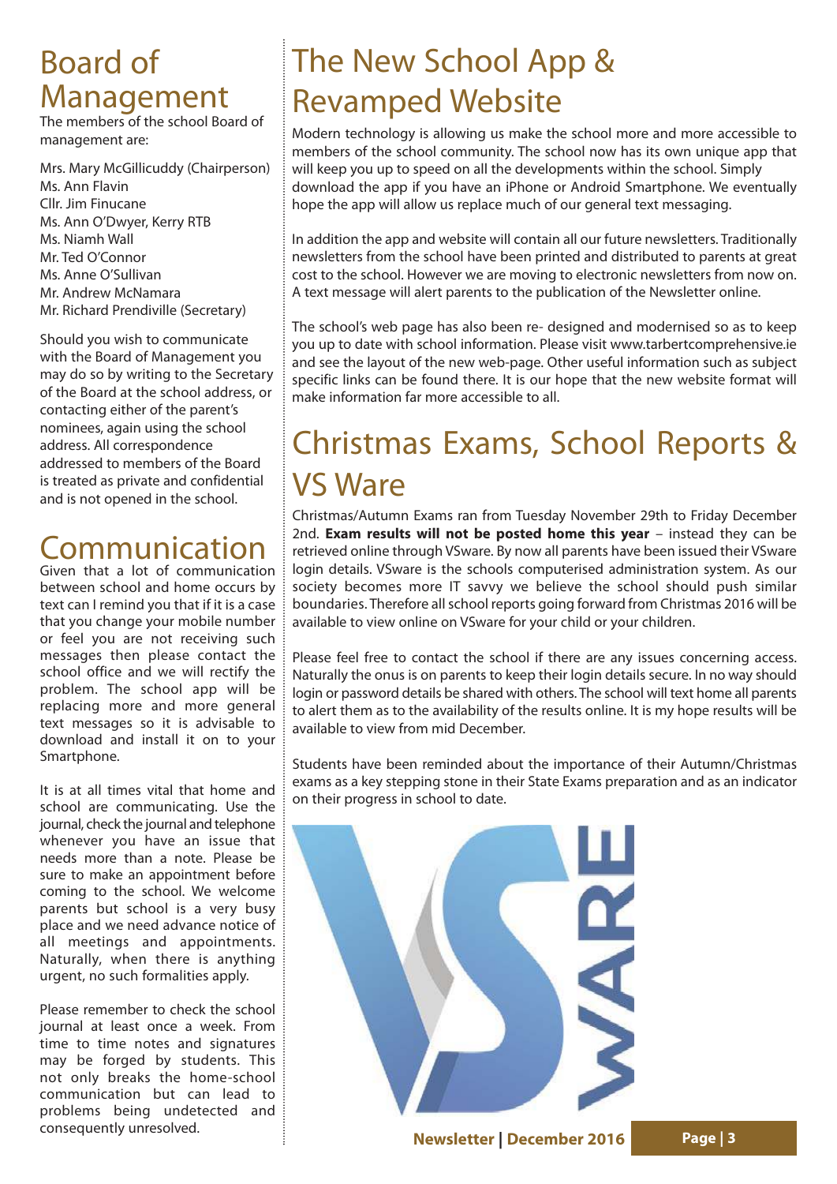# Board of Management

The members of the school Board of management are:

Mrs. Mary McGillicuddy (Chairperson)
Ms. Ann Flavin
Cllr. Jim Finucane
Ms. Ann O'Dwyer, Kerry RTB
Ms. Niamh Wall
Mr. Ted O'Connor
Ms. Anne O'Sullivan
Mr. Andrew McNamara
Mr. Richard Prendiville (Secretary)

Should you wish to communicate with the Board of Management you may do so by writing to the Secretary of the Board at the school address, or contacting either of the parent's nominees, again using the school address. All correspondence addressed to members of the Board is treated as private and confidential and is not opened in the school.

# Communication

Given that a lot of communication between school and home occurs by text can I remind you that if it is a case that you change your mobile number or feel you are not receiving such messages then please contact the school office and we will rectify the problem. The school app will be replacing more and more general text messages so it is advisable to download and install it on to your Smartphone.

It is at all times vital that home and school are communicating. Use the journal, check the journal and telephone whenever you have an issue that needs more than a note. Please be sure to make an appointment before coming to the school. We welcome parents but school is a very busy place and we need advance notice of all meetings and appointments. Naturally, when there is anything urgent, no such formalities apply.

Please remember to check the school journal at least once a week. From time to time notes and signatures may be forged by students. This not only breaks the home-school communication but can lead to problems being undetected and consequently unresolved.

# The New School App & Revamped Website

Modern technology is allowing us make the school more and more accessible to members of the school community. The school now has its own unique app that will keep you up to speed on all the developments within the school. Simply download the app if you have an iPhone or Android Smartphone. We eventually hope the app will allow us replace much of our general text messaging.

In addition the app and website will contain all our future newsletters. Traditionally newsletters from the school have been printed and distributed to parents at great cost to the school. However we are moving to electronic newsletters from now on. A text message will alert parents to the publication of the Newsletter online.

The school's web page has also been re- designed and modernised so as to keep you up to date with school information. Please visit www.tarbertcomprehensive.ie and see the layout of the new web-page. Other useful information such as subject specific links can be found there. It is our hope that the new website format will make information far more accessible to all.

# Christmas Exams, School Reports & VS Ware

Christmas/Autumn Exams ran from Tuesday November 29th to Friday December 2nd. **Exam results will not be posted home this year** – instead they can be retrieved online through VSware. By now all parents have been issued their VSware login details. VSware is the schools computerised administration system. As our society becomes more IT savvy we believe the school should push similar boundaries. Therefore all school reports going forward from Christmas 2016 will be available to view online on VSware for your child or your children.

Please feel free to contact the school if there are any issues concerning access. Naturally the onus is on parents to keep their login details secure. In no way should login or password details be shared with others. The school will text home all parents to alert them as to the availability of the results online. It is my hope results will be available to view from mid December.

Students have been reminded about the importance of their Autumn/Christmas exams as a key stepping stone in their State Exams preparation and as an indicator on their progress in school to date.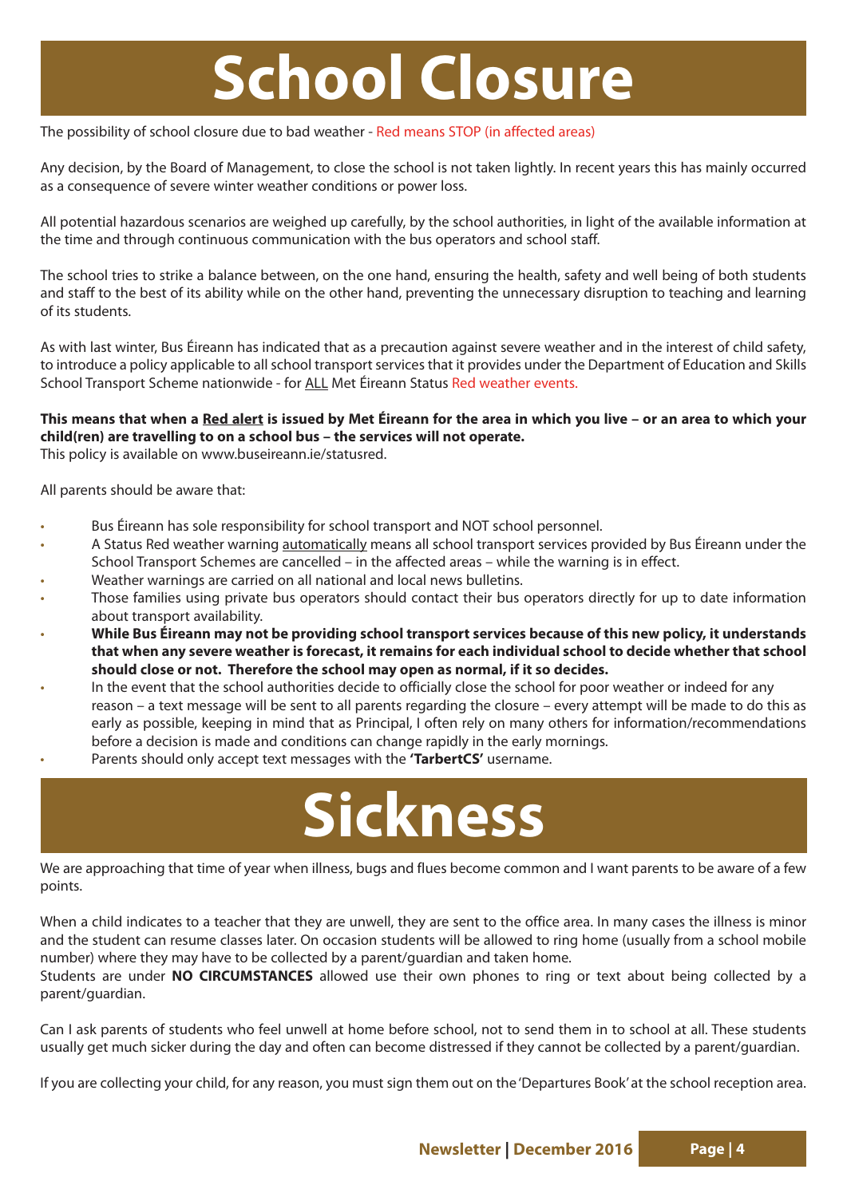# School Closure

The possibility of school closure due to bad weather - Red means STOP (in affected areas)

Any decision, by the Board of Management, to close the school is not taken lightly. In recent years this has mainly occurred as a consequence of severe winter weather conditions or power loss.

All potential hazardous scenarios are weighed up carefully, by the school authorities, in light of the available information at the time and through continuous communication with the bus operators and school staff.

The school tries to strike a balance between, on the one hand, ensuring the health, safety and well being of both students and staff to the best of its ability while on the other hand, preventing the unnecessary disruption to teaching and learning of its students.

As with last winter, Bus Éireann has indicated that as a precaution against severe weather and in the interest of child safety, to introduce a policy applicable to all school transport services that it provides under the Department of Education and Skills School Transport Scheme nationwide - for ALL Met Éireann Status Red weather events.

**This means that when a Red alert is issued by Met Éireann for the area in which you live – or an area to which your child(ren) are travelling to on a school bus – the services will not operate.**
This policy is available on www.buseireann.ie/statusred.

All parents should be aware that:

- Bus Éireann has sole responsibility for school transport and NOT school personnel.
- A Status Red weather warning automatically means all school transport services provided by Bus Éireann under the School Transport Schemes are cancelled – in the affected areas – while the warning is in effect.
- Weather warnings are carried on all national and local news bulletins.
- Those families using private bus operators should contact their bus operators directly for up to date information about transport availability.
- **While Bus Éireann may not be providing school transport services because of this new policy, it understands that when any severe weather is forecast, it remains for each individual school to decide whether that school should close or not. Therefore the school may open as normal, if it so decides.**
- In the event that the school authorities decide to officially close the school for poor weather or indeed for any reason – a text message will be sent to all parents regarding the closure – every attempt will be made to do this as early as possible, keeping in mind that as Principal, I often rely on many others for information/recommendations before a decision is made and conditions can change rapidly in the early mornings.
- Parents should only accept text messages with the **'TarbertCS'** username.

# Sickness

We are approaching that time of year when illness, bugs and flues become common and I want parents to be aware of a few points.

When a child indicates to a teacher that they are unwell, they are sent to the office area. In many cases the illness is minor and the student can resume classes later. On occasion students will be allowed to ring home (usually from a school mobile number) where they may have to be collected by a parent/guardian and taken home.
Students are under **NO CIRCUMSTANCES** allowed use their own phones to ring or text about being collected by a parent/guardian.

Can I ask parents of students who feel unwell at home before school, not to send them in to school at all. These students usually get much sicker during the day and often can become distressed if they cannot be collected by a parent/guardian.

If you are collecting your child, for any reason, you must sign them out on the 'Departures Book' at the school reception area.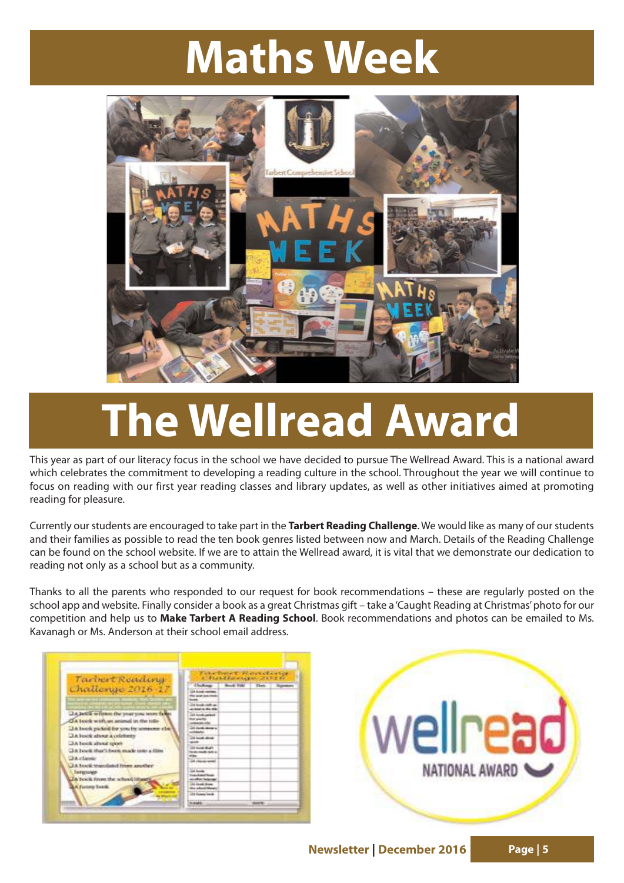# Maths Week

# The Wellread Award

This year as part of our literacy focus in the school we have decided to pursue The Wellread Award. This is a national award which celebrates the commitment to developing a reading culture in the school. Throughout the year we will continue to focus on reading with our first year reading classes and library updates, as well as other initiatives aimed at promoting reading for pleasure.

Currently our students are encouraged to take part in the **Tarbert Reading Challenge**. We would like as many of our students and their families as possible to read the ten book genres listed between now and March. Details of the Reading Challenge can be found on the school website. If we are to attain the Wellread award, it is vital that we demonstrate our dedication to reading not only as a school but as a community.

Thanks to all the parents who responded to our request for book recommendations – these are regularly posted on the school app and website. Finally consider a book as a great Christmas gift – take a 'Caught Reading at Christmas' photo for our competition and help us to **Make Tarbert A Reading School**. Book recommendations and photos can be emailed to Ms. Kavanagh or Ms. Anderson at their school email address.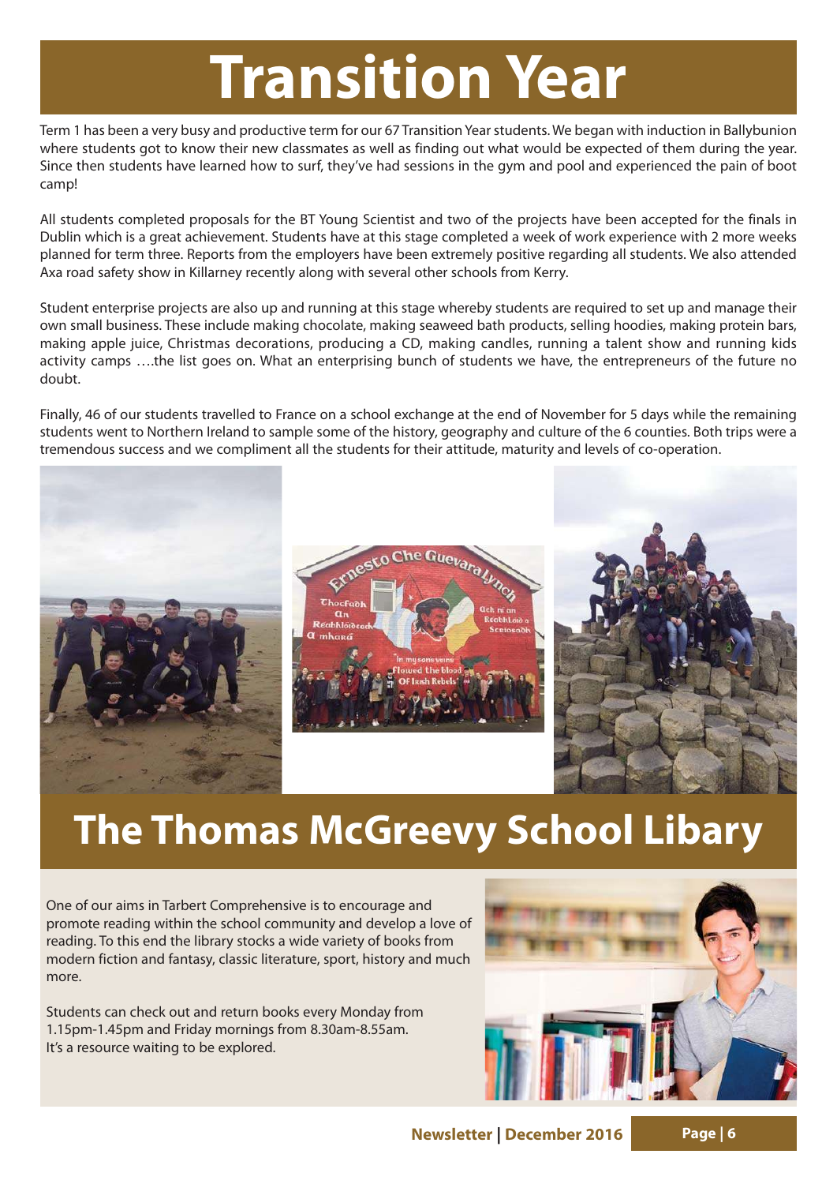# Transition Year

Term 1 has been a very busy and productive term for our 67 Transition Year students. We began with induction in Ballybunion where students got to know their new classmates as well as finding out what would be expected of them during the year. Since then students have learned how to surf, they've had sessions in the gym and pool and experienced the pain of boot camp!

All students completed proposals for the BT Young Scientist and two of the projects have been accepted for the finals in Dublin which is a great achievement. Students have at this stage completed a week of work experience with 2 more weeks planned for term three. Reports from the employers have been extremely positive regarding all students. We also attended Axa road safety show in Killarney recently along with several other schools from Kerry.

Student enterprise projects are also up and running at this stage whereby students are required to set up and manage their own small business. These include making chocolate, making seaweed bath products, selling hoodies, making protein bars, making apple juice, Christmas decorations, producing a CD, making candles, running a talent show and running kids activity camps ….the list goes on. What an enterprising bunch of students we have, the entrepreneurs of the future no doubt.

Finally, 46 of our students travelled to France on a school exchange at the end of November for 5 days while the remaining students went to Northern Ireland to sample some of the history, geography and culture of the 6 counties. Both trips were a tremendous success and we compliment all the students for their attitude, maturity and levels of co-operation.

# The Thomas McGreevy School Libary

One of our aims in Tarbert Comprehensive is to encourage and promote reading within the school community and develop a love of reading. To this end the library stocks a wide variety of books from modern fiction and fantasy, classic literature, sport, history and much more.

Students can check out and return books every Monday from 1.15pm-1.45pm and Friday mornings from 8.30am-8.55am.
It's a resource waiting to be explored.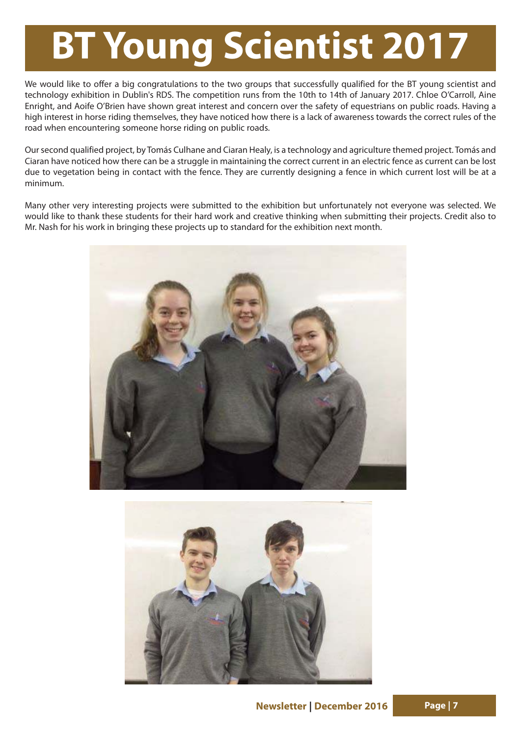# BT Young Scientist 2017

We would like to offer a big congratulations to the two groups that successfully qualified for the BT young scientist and technology exhibition in Dublin's RDS. The competition runs from the 10th to 14th of January 2017. Chloe O'Carroll, Aine Enright, and Aoife O'Brien have shown great interest and concern over the safety of equestrians on public roads. Having a high interest in horse riding themselves, they have noticed how there is a lack of awareness towards the correct rules of the road when encountering someone horse riding on public roads.

Our second qualified project, by Tomás Culhane and Ciaran Healy, is a technology and agriculture themed project. Tomás and Ciaran have noticed how there can be a struggle in maintaining the correct current in an electric fence as current can be lost due to vegetation being in contact with the fence. They are currently designing a fence in which current lost will be at a minimum.

Many other very interesting projects were submitted to the exhibition but unfortunately not everyone was selected. We would like to thank these students for their hard work and creative thinking when submitting their projects. Credit also to Mr. Nash for his work in bringing these projects up to standard for the exhibition next month.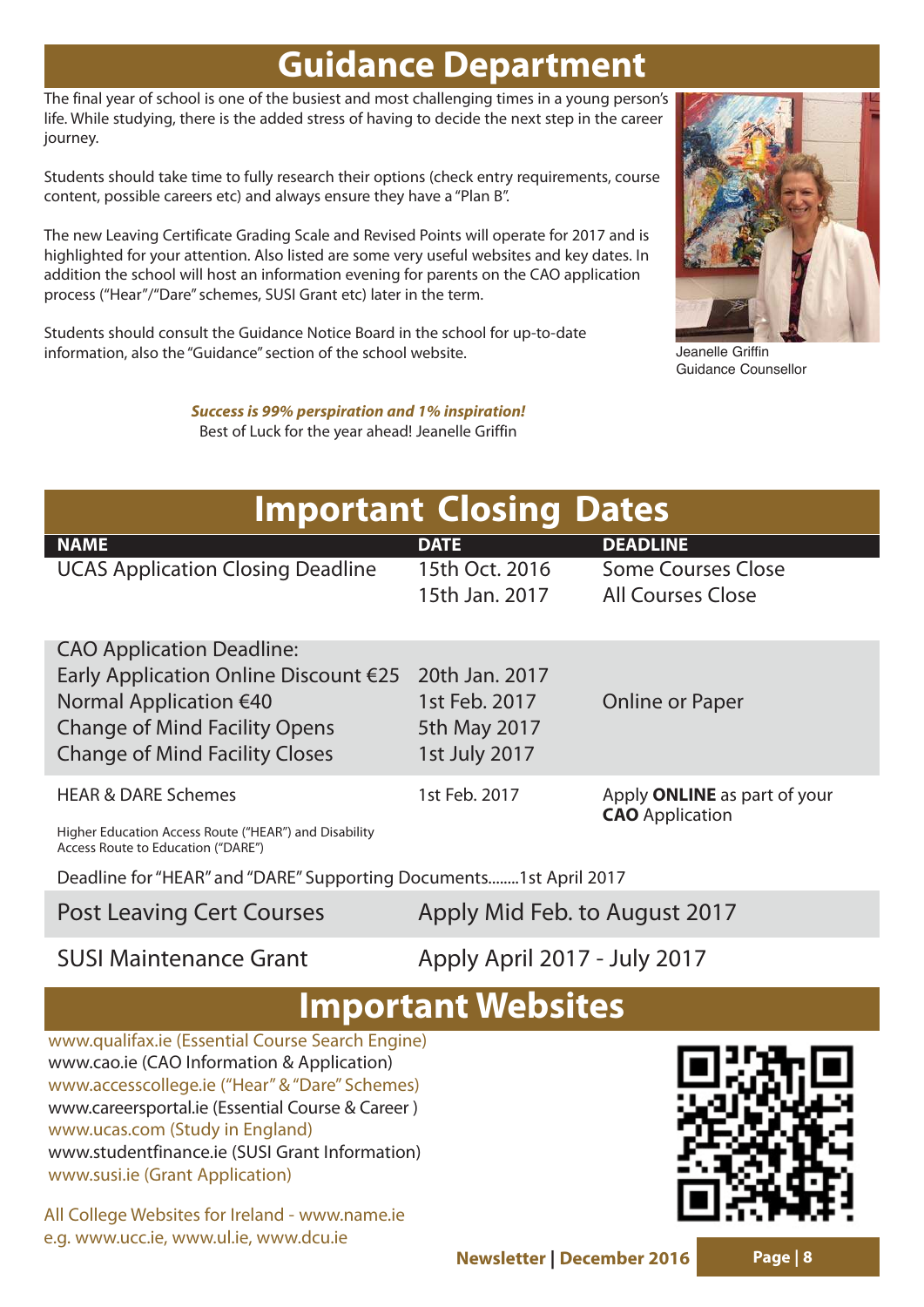# Guidance Department

The final year of school is one of the busiest and most challenging times in a young person's life. While studying, there is the added stress of having to decide the next step in the career journey.

Students should take time to fully research their options (check entry requirements, course content, possible careers etc) and always ensure they have a "Plan B".

The new Leaving Certificate Grading Scale and Revised Points will operate for 2017 and is highlighted for your attention. Also listed are some very useful websites and key dates. In addition the school will host an information evening for parents on the CAO application process ("Hear"/"Dare" schemes, SUSI Grant etc) later in the term.

Students should consult the Guidance Notice Board in the school for up-to-date information, also the "Guidance" section of the school website.

Jeanelle Griffin
Guidance Counsellor

***Success is 99% perspiration and 1% inspiration!***
Best of Luck for the year ahead! Jeanelle Griffin

# Important Closing Dates

| NAME | DATE | DEADLINE |
|---|---|---|
| UCAS Application Closing Deadline | 15th Oct. 2016 | Some Courses Close |
| | 15th Jan. 2017 | All Courses Close |
| CAO Application Deadline: | | |
| Early Application Online Discount €25 | 20th Jan. 2017 | |
| Normal Application €40 | 1st Feb. 2017 | Online or Paper |
| Change of Mind Facility Opens | 5th May 2017 | |
| Change of Mind Facility Closes | 1st July 2017 | |
| HEAR & DARE Schemes<br>Higher Education Access Route ("HEAR") and Disability Access Route to Education ("DARE") | 1st Feb. 2017 | Apply **ONLINE** as part of your **CAO** Application |

Deadline for "HEAR" and "DARE" Supporting Documents........1st April 2017

| | |
|---|---|
| Post Leaving Cert Courses | Apply Mid Feb. to August 2017 |
| SUSI Maintenance Grant | Apply April 2017 - July 2017 |

# Important Websites

www.qualifax.ie (Essential Course Search Engine)
www.cao.ie (CAO Information & Application)
www.accesscollege.ie ("Hear" & "Dare" Schemes)
www.careersportal.ie (Essential Course & Career )
www.ucas.com (Study in England)
www.studentfinance.ie (SUSI Grant Information)
www.susi.ie (Grant Application)

All College Websites for Ireland - www.name.ie
e.g. www.ucc.ie, www.ul.ie, www.dcu.ie